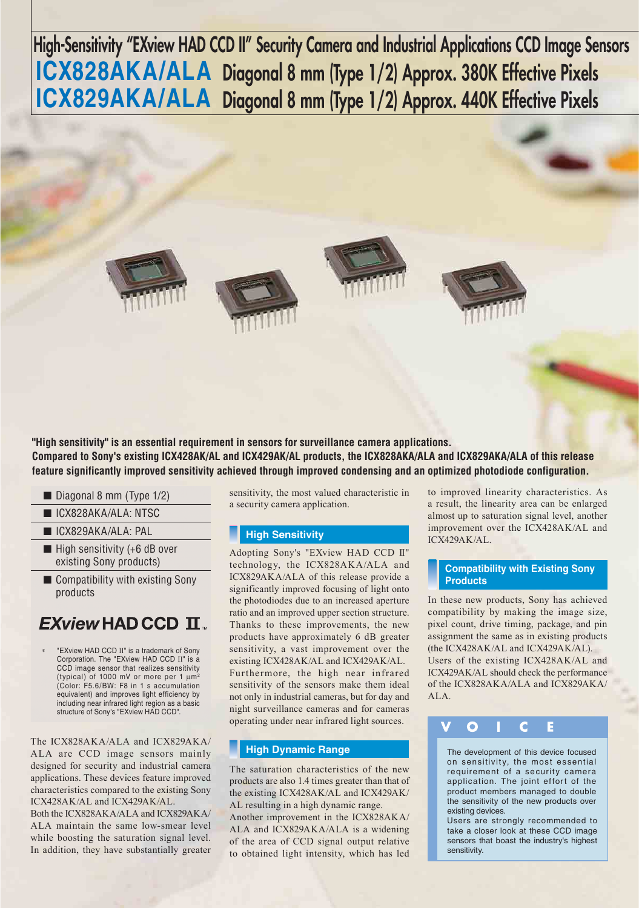# High-Sensitivity "EXview HAD CCD II" Security Camera and Industrial Applications CCD Image Sensors

## ICX828AKA/ALA Diagonal 8 mm (Type 1/2) Approx. 380K Effective Pixels
## ICX829AKA/ALA Diagonal 8 mm (Type 1/2) Approx. 440K Effective Pixels

**"High sensitivity" is an essential requirement in sensors for surveillance camera applications. Compared to Sony's existing ICX428AK/AL and ICX429AK/AL products, the ICX828AKA/ALA and ICX829AKA/ALA of this release feature significantly improved sensitivity achieved through improved condensing and an optimized photodiode configuration.**

- Diagonal 8 mm (Type 1/2)
- ICX828AKA/ALA: NTSC
- ICX829AKA/ALA: PAL
- High sensitivity (+6 dB over existing Sony products)
- Compatibility with existing Sony products

**EXview HAD CCD II**

\* "EXview HAD CCD II" is a trademark of Sony Corporation. The "EXview HAD CCD II" is a CCD image sensor that realizes sensitivity (typical) of 1000 mV or more per 1 µm² (Color: F5.6/BW: F8 in 1 s accumulation equivalent) and improves light efficiency by including near infrared light region as a basic structure of Sony's "EXview HAD CCD".

The ICX828AKA/ALA and ICX829AKA/ALA are CCD image sensors mainly designed for security and industrial camera applications. These devices feature improved characteristics compared to the existing Sony ICX428AK/AL and ICX429AK/AL.

Both the ICX828AKA/ALA and ICX829AKA/ALA maintain the same low-smear level while boosting the saturation signal level. In addition, they have substantially greater sensitivity, the most valued characteristic in a security camera application.

### High Sensitivity

Adopting Sony's "EXview HAD CCD II" technology, the ICX828AKA/ALA and ICX829AKA/ALA of this release provide a significantly improved focusing of light onto the photodiodes due to an increased aperture ratio and an improved upper section structure. Thanks to these improvements, the new products have approximately 6 dB greater sensitivity, a vast improvement over the existing ICX428AK/AL and ICX429AK/AL. Furthermore, the high near infrared sensitivity of the sensors make them ideal not only in industrial cameras, but for day and night surveillance cameras and for cameras operating under near infrared light sources.

### High Dynamic Range

The saturation characteristics of the new products are also 1.4 times greater than that of the existing ICX428AK/AL and ICX429AK/AL resulting in a high dynamic range.

Another improvement in the ICX828AKA/ALA and ICX829AKA/ALA is a widening of the area of CCD signal output relative to obtained light intensity, which has led to improved linearity characteristics. As a result, the linearity area can be enlarged almost up to saturation signal level, another improvement over the ICX428AK/AL and ICX429AK/AL.

### Compatibility with Existing Sony Products

In these new products, Sony has achieved compatibility by making the image size, pixel count, drive timing, package, and pin assignment the same as in existing products (the ICX428AK/AL and ICX429AK/AL).

Users of the existing ICX428AK/AL and ICX429AK/AL should check the performance of the ICX828AKA/ALA and ICX829AKA/ALA.

### VOICE

The development of this device focused on sensitivity, the most essential requirement of a security camera application. The joint effort of the product members managed to double the sensitivity of the new products over existing devices.

Users are strongly recommended to take a closer look at these CCD image sensors that boast the industry's highest sensitivity.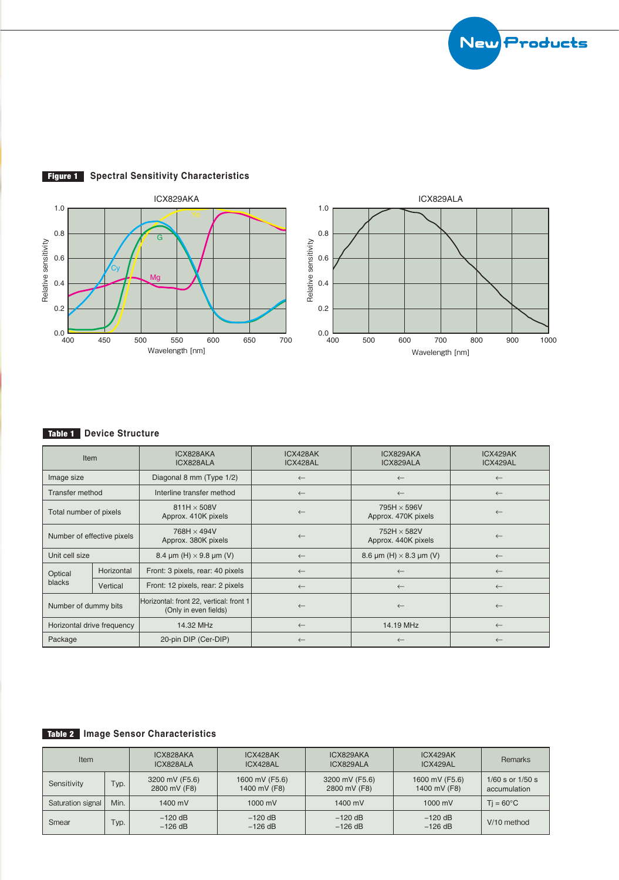**Figure 1** Spectral Sensitivity Characteristics

ICX829AKA

Relative sensitivity

1.0
0.8
0.6
0.4
0.2
0.0

400 450 500 550 600 650 700

Wavelength [nm]

Ye, G, Cy, Mg

ICX829ALA

Relative sensitivity

1.0
0.8
0.6
0.4
0.2
0.0

400 500 600 700 800 900 1000

Wavelength [nm]

**Table 1** Device Structure

| Item | | ICX828AKA ICX828ALA | ICX428AK ICX428AL | ICX829AKA ICX829ALA | ICX429AK ICX429AL |
|---|---|---|---|---|---|
| Image size | | Diagonal 8 mm (Type 1/2) | ← | ← | ← |
| Transfer method | | Interline transfer method | ← | ← | ← |
| Total number of pixels | | 811H × 508V Approx. 410K pixels | ← | 795H × 596V Approx. 470K pixels | ← |
| Number of effective pixels | | 768H × 494V Approx. 380K pixels | ← | 752H × 582V Approx. 440K pixels | ← |
| Unit cell size | | 8.4 µm (H) × 9.8 µm (V) | ← | 8.6 µm (H) × 8.3 µm (V) | ← |
| Optical blacks | Horizontal | Front: 3 pixels, rear: 40 pixels | ← | ← | ← |
| | Vertical | Front: 12 pixels, rear: 2 pixels | ← | ← | ← |
| Number of dummy bits | | Horizontal: front 22, vertical: front 1 (Only in even fields) | ← | ← | ← |
| Horizontal drive frequency | | 14.32 MHz | ← | 14.19 MHz | ← |
| Package | | 20-pin DIP (Cer-DIP) | ← | ← | ← |

**Table 2** Image Sensor Characteristics

| Item | | ICX828AKA ICX828ALA | ICX428AK ICX428AL | ICX829AKA ICX829ALA | ICX429AK ICX429AL | Remarks |
|---|---|---|---|---|---|---|
| Sensitivity | Typ. | 3200 mV (F5.6) 2800 mV (F8) | 1600 mV (F5.6) 1400 mV (F8) | 3200 mV (F5.6) 2800 mV (F8) | 1600 mV (F5.6) 1400 mV (F8) | 1/60 s or 1/50 s accumulation |
| Saturation signal | Min. | 1400 mV | 1000 mV | 1400 mV | 1000 mV | Tj = 60°C |
| Smear | Typ. | –120 dB –126 dB | –120 dB –126 dB | –120 dB –126 dB | –120 dB –126 dB | V/10 method |